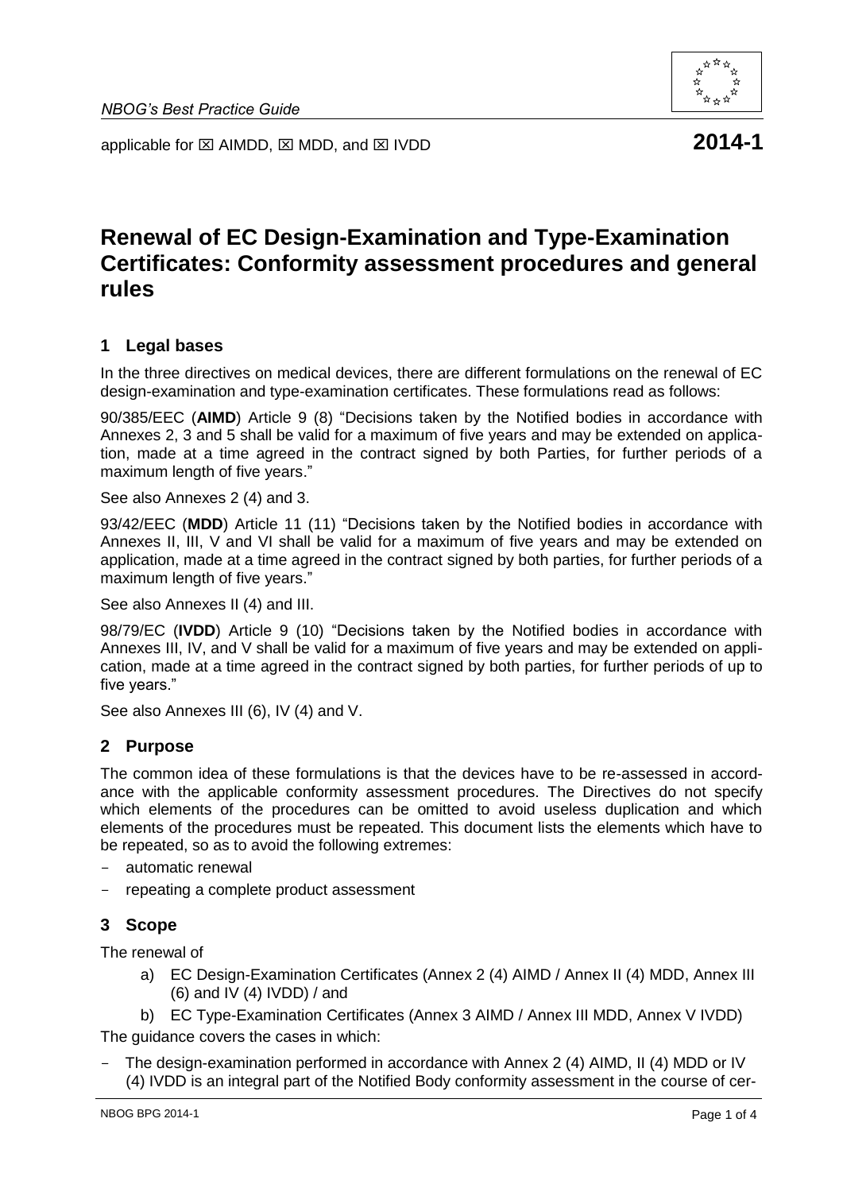*NBOG's Best Practice Guide*

applicable for ☒ AIMDD, ☒ MDD, and ☒ IVDD **2014-1**

# Renewal of EC Design-Examination and Type-Examination Certificates: Conformity assessment procedures and general rules

## 1 Legal bases

In the three directives on medical devices, there are different formulations on the renewal of EC design-examination and type-examination certificates. These formulations read as follows:

90/385/EEC (**AIMD**) Article 9 (8) "Decisions taken by the Notified bodies in accordance with Annexes 2, 3 and 5 shall be valid for a maximum of five years and may be extended on application, made at a time agreed in the contract signed by both Parties, for further periods of a maximum length of five years."

See also Annexes 2 (4) and 3.

93/42/EEC (**MDD**) Article 11 (11) "Decisions taken by the Notified bodies in accordance with Annexes II, III, V and VI shall be valid for a maximum of five years and may be extended on application, made at a time agreed in the contract signed by both parties, for further periods of a maximum length of five years."

See also Annexes II (4) and III.

98/79/EC (**IVDD**) Article 9 (10) "Decisions taken by the Notified bodies in accordance with Annexes III, IV, and V shall be valid for a maximum of five years and may be extended on application, made at a time agreed in the contract signed by both parties, for further periods of up to five years."

See also Annexes III (6), IV (4) and V.

## 2 Purpose

The common idea of these formulations is that the devices have to be re-assessed in accordance with the applicable conformity assessment procedures. The Directives do not specify which elements of the procedures can be omitted to avoid useless duplication and which elements of the procedures must be repeated. This document lists the elements which have to be repeated, so as to avoid the following extremes:

- automatic renewal
- repeating a complete product assessment

## 3 Scope

The renewal of

a) EC Design-Examination Certificates (Annex 2 (4) AIMD / Annex II (4) MDD, Annex III (6) and IV (4) IVDD) / and

b) EC Type-Examination Certificates (Annex 3 AIMD / Annex III MDD, Annex V IVDD)

The guidance covers the cases in which:

- The design-examination performed in accordance with Annex 2 (4) AIMD, II (4) MDD or IV (4) IVDD is an integral part of the Notified Body conformity assessment in the course of cer-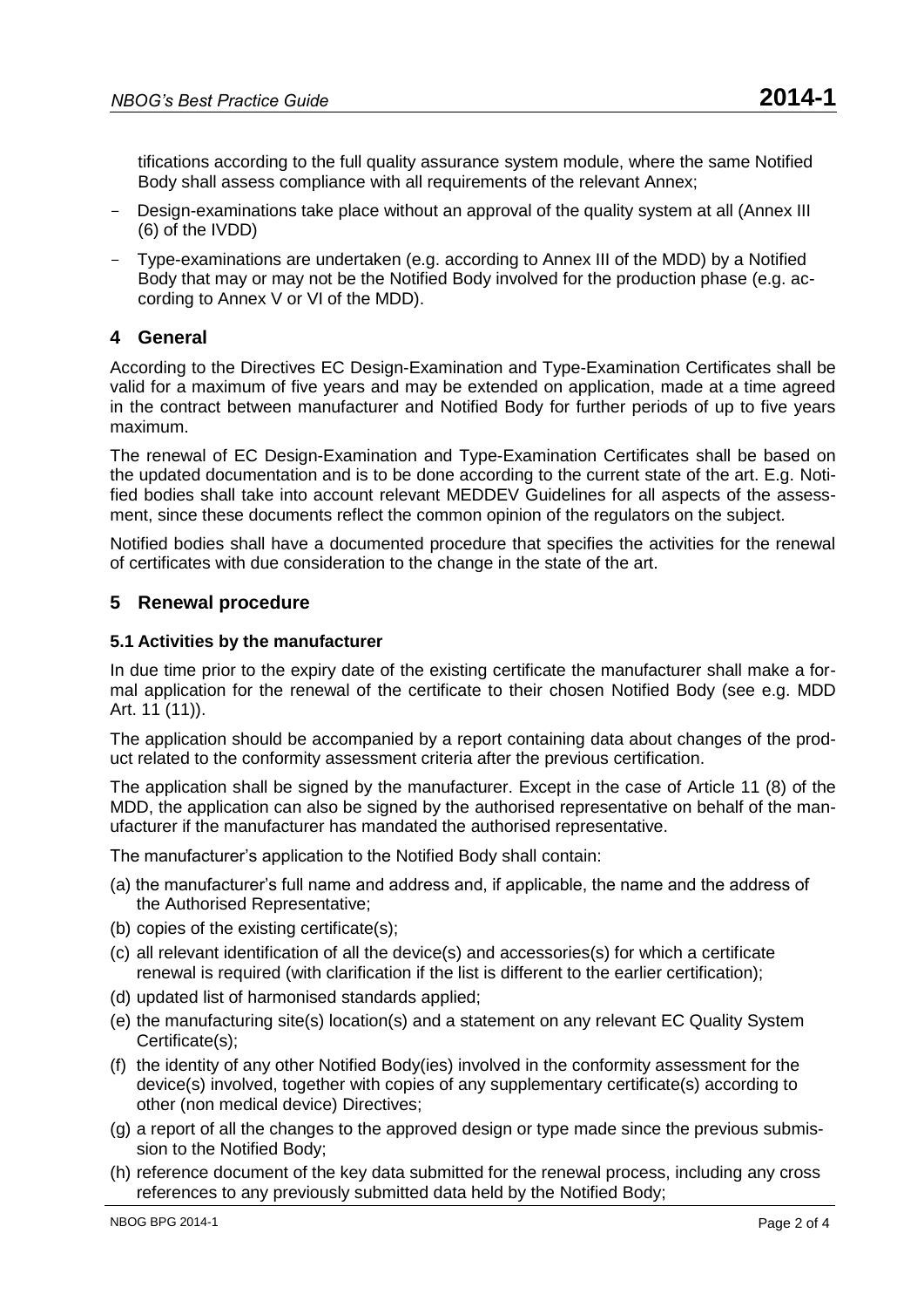tifications according to the full quality assurance system module, where the same Notified Body shall assess compliance with all requirements of the relevant Annex;

- Design-examinations take place without an approval of the quality system at all (Annex III (6) of the IVDD)
- Type-examinations are undertaken (e.g. according to Annex III of the MDD) by a Notified Body that may or may not be the Notified Body involved for the production phase (e.g. according to Annex V or VI of the MDD).

## 4 General

According to the Directives EC Design-Examination and Type-Examination Certificates shall be valid for a maximum of five years and may be extended on application, made at a time agreed in the contract between manufacturer and Notified Body for further periods of up to five years maximum.

The renewal of EC Design-Examination and Type-Examination Certificates shall be based on the updated documentation and is to be done according to the current state of the art. E.g. Notified bodies shall take into account relevant MEDDEV Guidelines for all aspects of the assessment, since these documents reflect the common opinion of the regulators on the subject.

Notified bodies shall have a documented procedure that specifies the activities for the renewal of certificates with due consideration to the change in the state of the art.

## 5 Renewal procedure

### 5.1 Activities by the manufacturer

In due time prior to the expiry date of the existing certificate the manufacturer shall make a formal application for the renewal of the certificate to their chosen Notified Body (see e.g. MDD Art. 11 (11)).

The application should be accompanied by a report containing data about changes of the product related to the conformity assessment criteria after the previous certification.

The application shall be signed by the manufacturer. Except in the case of Article 11 (8) of the MDD, the application can also be signed by the authorised representative on behalf of the manufacturer if the manufacturer has mandated the authorised representative.

The manufacturer's application to the Notified Body shall contain:

(a) the manufacturer's full name and address and, if applicable, the name and the address of the Authorised Representative;

(b) copies of the existing certificate(s);

(c) all relevant identification of all the device(s) and accessories(s) for which a certificate renewal is required (with clarification if the list is different to the earlier certification);

(d) updated list of harmonised standards applied;

(e) the manufacturing site(s) location(s) and a statement on any relevant EC Quality System Certificate(s);

(f) the identity of any other Notified Body(ies) involved in the conformity assessment for the device(s) involved, together with copies of any supplementary certificate(s) according to other (non medical device) Directives;

(g) a report of all the changes to the approved design or type made since the previous submission to the Notified Body;

(h) reference document of the key data submitted for the renewal process, including any cross references to any previously submitted data held by the Notified Body;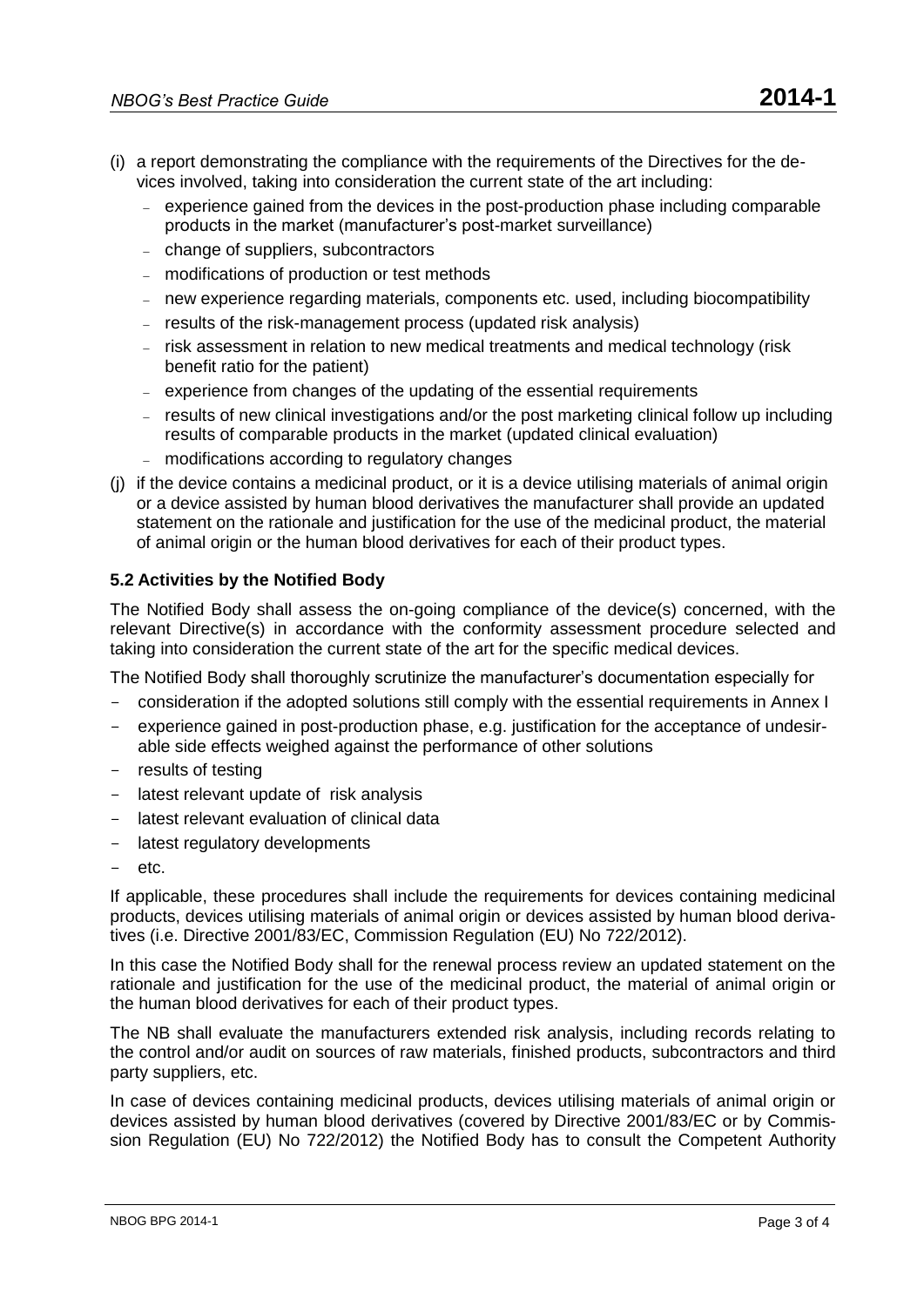(i) a report demonstrating the compliance with the requirements of the Directives for the devices involved, taking into consideration the current state of the art including:
   - experience gained from the devices in the post-production phase including comparable products in the market (manufacturer's post-market surveillance)
   - change of suppliers, subcontractors
   - modifications of production or test methods
   - new experience regarding materials, components etc. used, including biocompatibility
   - results of the risk-management process (updated risk analysis)
   - risk assessment in relation to new medical treatments and medical technology (risk benefit ratio for the patient)
   - experience from changes of the updating of the essential requirements
   - results of new clinical investigations and/or the post marketing clinical follow up including results of comparable products in the market (updated clinical evaluation)
   - modifications according to regulatory changes

(j) if the device contains a medicinal product, or it is a device utilising materials of animal origin or a device assisted by human blood derivatives the manufacturer shall provide an updated statement on the rationale and justification for the use of the medicinal product, the material of animal origin or the human blood derivatives for each of their product types.

### 5.2 Activities by the Notified Body

The Notified Body shall assess the on-going compliance of the device(s) concerned, with the relevant Directive(s) in accordance with the conformity assessment procedure selected and taking into consideration the current state of the art for the specific medical devices.

The Notified Body shall thoroughly scrutinize the manufacturer's documentation especially for

- consideration if the adopted solutions still comply with the essential requirements in Annex I
- experience gained in post-production phase, e.g. justification for the acceptance of undesirable side effects weighed against the performance of other solutions
- results of testing
- latest relevant update of risk analysis
- latest relevant evaluation of clinical data
- latest regulatory developments
- etc.

If applicable, these procedures shall include the requirements for devices containing medicinal products, devices utilising materials of animal origin or devices assisted by human blood derivatives (i.e. Directive 2001/83/EC, Commission Regulation (EU) No 722/2012).

In this case the Notified Body shall for the renewal process review an updated statement on the rationale and justification for the use of the medicinal product, the material of animal origin or the human blood derivatives for each of their product types.

The NB shall evaluate the manufacturers extended risk analysis, including records relating to the control and/or audit on sources of raw materials, finished products, subcontractors and third party suppliers, etc.

In case of devices containing medicinal products, devices utilising materials of animal origin or devices assisted by human blood derivatives (covered by Directive 2001/83/EC or by Commission Regulation (EU) No 722/2012) the Notified Body has to consult the Competent Authority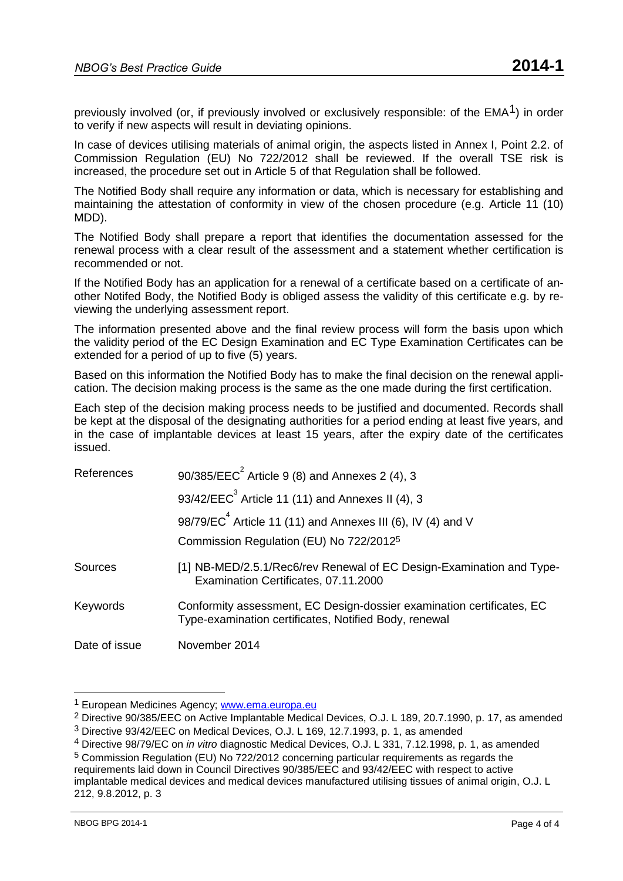previously involved (or, if previously involved or exclusively responsible: of the EMA[1]) in order to verify if new aspects will result in deviating opinions.

In case of devices utilising materials of animal origin, the aspects listed in Annex I, Point 2.2. of Commission Regulation (EU) No 722/2012 shall be reviewed. If the overall TSE risk is increased, the procedure set out in Article 5 of that Regulation shall be followed.

The Notified Body shall require any information or data, which is necessary for establishing and maintaining the attestation of conformity in view of the chosen procedure (e.g. Article 11 (10) MDD).

The Notified Body shall prepare a report that identifies the documentation assessed for the renewal process with a clear result of the assessment and a statement whether certification is recommended or not.

If the Notified Body has an application for a renewal of a certificate based on a certificate of another Notifed Body, the Notified Body is obliged assess the validity of this certificate e.g. by reviewing the underlying assessment report.

The information presented above and the final review process will form the basis upon which the validity period of the EC Design Examination and EC Type Examination Certificates can be extended for a period of up to five (5) years.

Based on this information the Notified Body has to make the final decision on the renewal application. The decision making process is the same as the one made during the first certification.

Each step of the decision making process needs to be justified and documented. Records shall be kept at the disposal of the designating authorities for a period ending at least five years, and in the case of implantable devices at least 15 years, after the expiry date of the certificates issued.

| | |
|---|---|
| References | 90/385/EEC[2] Article 9 (8) and Annexes 2 (4), 3<br>93/42/EEC[3] Article 11 (11) and Annexes II (4), 3<br>98/79/EC[4] Article 11 (11) and Annexes III (6), IV (4) and V<br>Commission Regulation (EU) No 722/2012[5] |
| Sources | [1] NB-MED/2.5.1/Rec6/rev Renewal of EC Design-Examination and Type-Examination Certificates, 07.11.2000 |
| Keywords | Conformity assessment, EC Design-dossier examination certificates, EC Type-examination certificates, Notified Body, renewal |
| Date of issue | November 2014 |

[1] European Medicines Agency; www.ema.europa.eu

[2] Directive 90/385/EEC on Active Implantable Medical Devices, O.J. L 189, 20.7.1990, p. 17, as amended

[3] Directive 93/42/EEC on Medical Devices, O.J. L 169, 12.7.1993, p. 1, as amended

[4] Directive 98/79/EC on *in vitro* diagnostic Medical Devices, O.J. L 331, 7.12.1998, p. 1, as amended

[5] Commission Regulation (EU) No 722/2012 concerning particular requirements as regards the requirements laid down in Council Directives 90/385/EEC and 93/42/EEC with respect to active implantable medical devices and medical devices manufactured utilising tissues of animal origin, O.J. L 212, 9.8.2012, p. 3